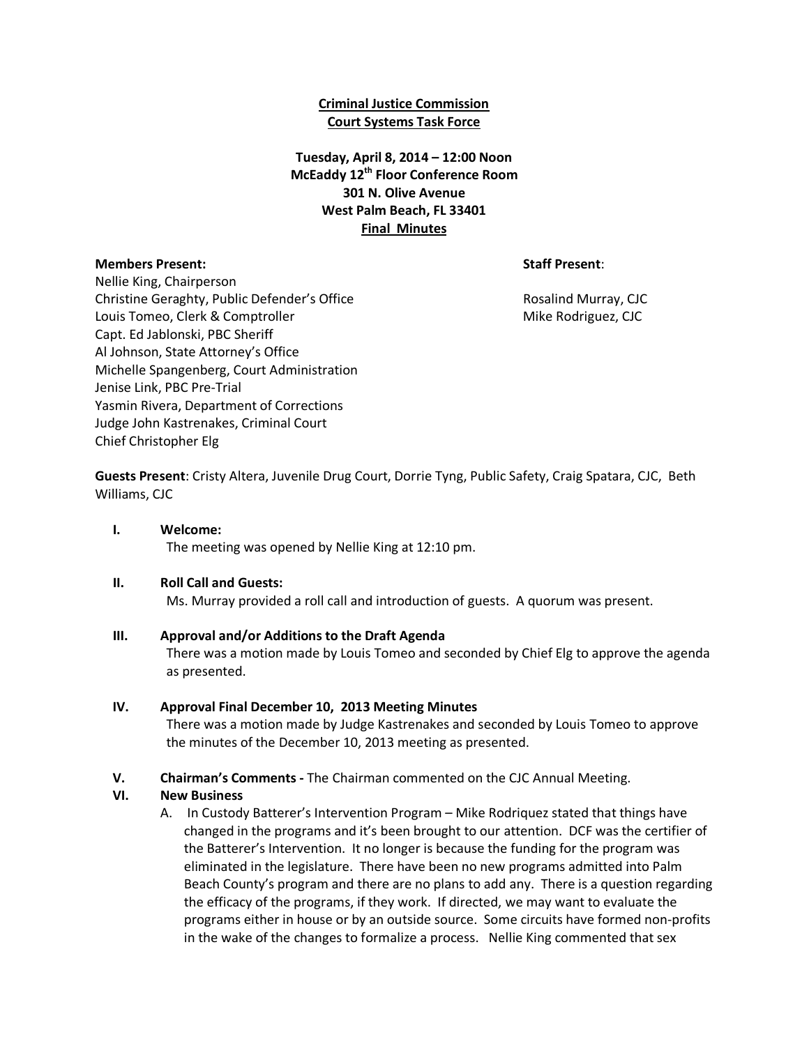**Criminal Justice Commission**
**Court Systems Task Force**

**Tuesday, April 8, 2014 – 12:00 Noon**
**McEaddy 12th Floor Conference Room**
**301 N. Olive Avenue**
**West Palm Beach, FL 33401**
**Final Minutes**

**Members Present:**
Nellie King, Chairperson
Christine Geraghty, Public Defender's Office
Louis Tomeo, Clerk & Comptroller
Capt. Ed Jablonski, PBC Sheriff
Al Johnson, State Attorney's Office
Michelle Spangenberg, Court Administration
Jenise Link, PBC Pre-Trial
Yasmin Rivera, Department of Corrections
Judge John Kastrenakes, Criminal Court
Chief Christopher Elg

**Staff Present**:
Rosalind Murray, CJC
Mike Rodriguez, CJC

**Guests Present**: Cristy Altera, Juvenile Drug Court, Dorrie Tyng, Public Safety, Craig Spatara, CJC, Beth Williams, CJC

**I. Welcome:**
The meeting was opened by Nellie King at 12:10 pm.

**II. Roll Call and Guests:**
Ms. Murray provided a roll call and introduction of guests. A quorum was present.

**III. Approval and/or Additions to the Draft Agenda**
There was a motion made by Louis Tomeo and seconded by Chief Elg to approve the agenda as presented.

**IV. Approval Final December 10, 2013 Meeting Minutes**
There was a motion made by Judge Kastrenakes and seconded by Louis Tomeo to approve the minutes of the December 10, 2013 meeting as presented.

**V. Chairman's Comments -** The Chairman commented on the CJC Annual Meeting.

**VI. New Business**

A. In Custody Batterer's Intervention Program – Mike Rodriquez stated that things have changed in the programs and it's been brought to our attention. DCF was the certifier of the Batterer's Intervention. It no longer is because the funding for the program was eliminated in the legislature. There have been no new programs admitted into Palm Beach County's program and there are no plans to add any. There is a question regarding the efficacy of the programs, if they work. If directed, we may want to evaluate the programs either in house or by an outside source. Some circuits have formed non-profits in the wake of the changes to formalize a process. Nellie King commented that sex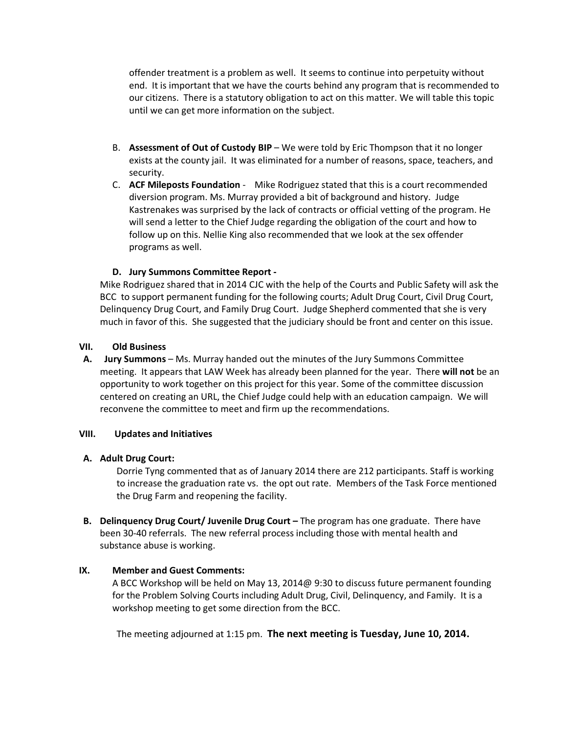offender treatment is a problem as well. It seems to continue into perpetuity without end. It is important that we have the courts behind any program that is recommended to our citizens. There is a statutory obligation to act on this matter. We will table this topic until we can get more information on the subject.

B. **Assessment of Out of Custody BIP** – We were told by Eric Thompson that it no longer exists at the county jail. It was eliminated for a number of reasons, space, teachers, and security.

C. **ACF Mileposts Foundation** - Mike Rodriguez stated that this is a court recommended diversion program. Ms. Murray provided a bit of background and history. Judge Kastrenakes was surprised by the lack of contracts or official vetting of the program. He will send a letter to the Chief Judge regarding the obligation of the court and how to follow up on this. Nellie King also recommended that we look at the sex offender programs as well.

**D. Jury Summons Committee Report -**

Mike Rodriguez shared that in 2014 CJC with the help of the Courts and Public Safety will ask the BCC to support permanent funding for the following courts; Adult Drug Court, Civil Drug Court, Delinquency Drug Court, and Family Drug Court. Judge Shepherd commented that she is very much in favor of this. She suggested that the judiciary should be front and center on this issue.

## VII. Old Business

**A. Jury Summons** – Ms. Murray handed out the minutes of the Jury Summons Committee meeting. It appears that LAW Week has already been planned for the year. There **will not** be an opportunity to work together on this project for this year. Some of the committee discussion centered on creating an URL, the Chief Judge could help with an education campaign. We will reconvene the committee to meet and firm up the recommendations.

## VIII. Updates and Initiatives

**A. Adult Drug Court:**

Dorrie Tyng commented that as of January 2014 there are 212 participants. Staff is working to increase the graduation rate vs. the opt out rate. Members of the Task Force mentioned the Drug Farm and reopening the facility.

**B. Delinquency Drug Court/ Juvenile Drug Court –** The program has one graduate. There have been 30-40 referrals. The new referral process including those with mental health and substance abuse is working.

## IX. Member and Guest Comments:

A BCC Workshop will be held on May 13, 2014@ 9:30 to discuss future permanent founding for the Problem Solving Courts including Adult Drug, Civil, Delinquency, and Family. It is a workshop meeting to get some direction from the BCC.

The meeting adjourned at 1:15 pm. **The next meeting is Tuesday, June 10, 2014.**